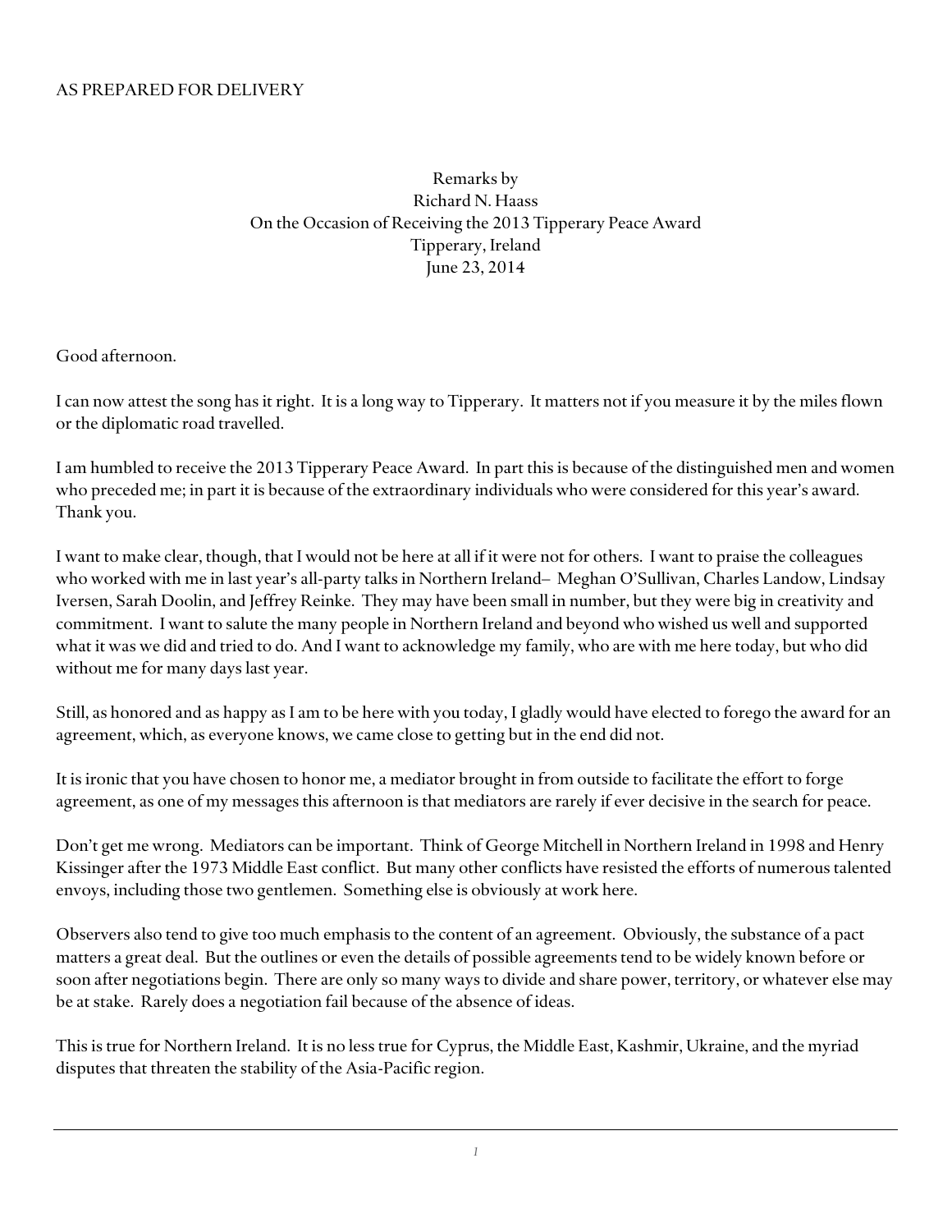AS PREPARED FOR DELIVERY

Remarks by
Richard N. Haass
On the Occasion of Receiving the 2013 Tipperary Peace Award
Tipperary, Ireland
June 23, 2014

Good afternoon.

I can now attest the song has it right. It is a long way to Tipperary. It matters not if you measure it by the miles flown or the diplomatic road travelled.

I am humbled to receive the 2013 Tipperary Peace Award. In part this is because of the distinguished men and women who preceded me; in part it is because of the extraordinary individuals who were considered for this year's award. Thank you.

I want to make clear, though, that I would not be here at all if it were not for others. I want to praise the colleagues who worked with me in last year's all-party talks in Northern Ireland– Meghan O'Sullivan, Charles Landow, Lindsay Iversen, Sarah Doolin, and Jeffrey Reinke. They may have been small in number, but they were big in creativity and commitment. I want to salute the many people in Northern Ireland and beyond who wished us well and supported what it was we did and tried to do. And I want to acknowledge my family, who are with me here today, but who did without me for many days last year.

Still, as honored and as happy as I am to be here with you today, I gladly would have elected to forego the award for an agreement, which, as everyone knows, we came close to getting but in the end did not.

It is ironic that you have chosen to honor me, a mediator brought in from outside to facilitate the effort to forge agreement, as one of my messages this afternoon is that mediators are rarely if ever decisive in the search for peace.

Don't get me wrong. Mediators can be important. Think of George Mitchell in Northern Ireland in 1998 and Henry Kissinger after the 1973 Middle East conflict. But many other conflicts have resisted the efforts of numerous talented envoys, including those two gentlemen. Something else is obviously at work here.

Observers also tend to give too much emphasis to the content of an agreement. Obviously, the substance of a pact matters a great deal. But the outlines or even the details of possible agreements tend to be widely known before or soon after negotiations begin. There are only so many ways to divide and share power, territory, or whatever else may be at stake. Rarely does a negotiation fail because of the absence of ideas.

This is true for Northern Ireland. It is no less true for Cyprus, the Middle East, Kashmir, Ukraine, and the myriad disputes that threaten the stability of the Asia-Pacific region.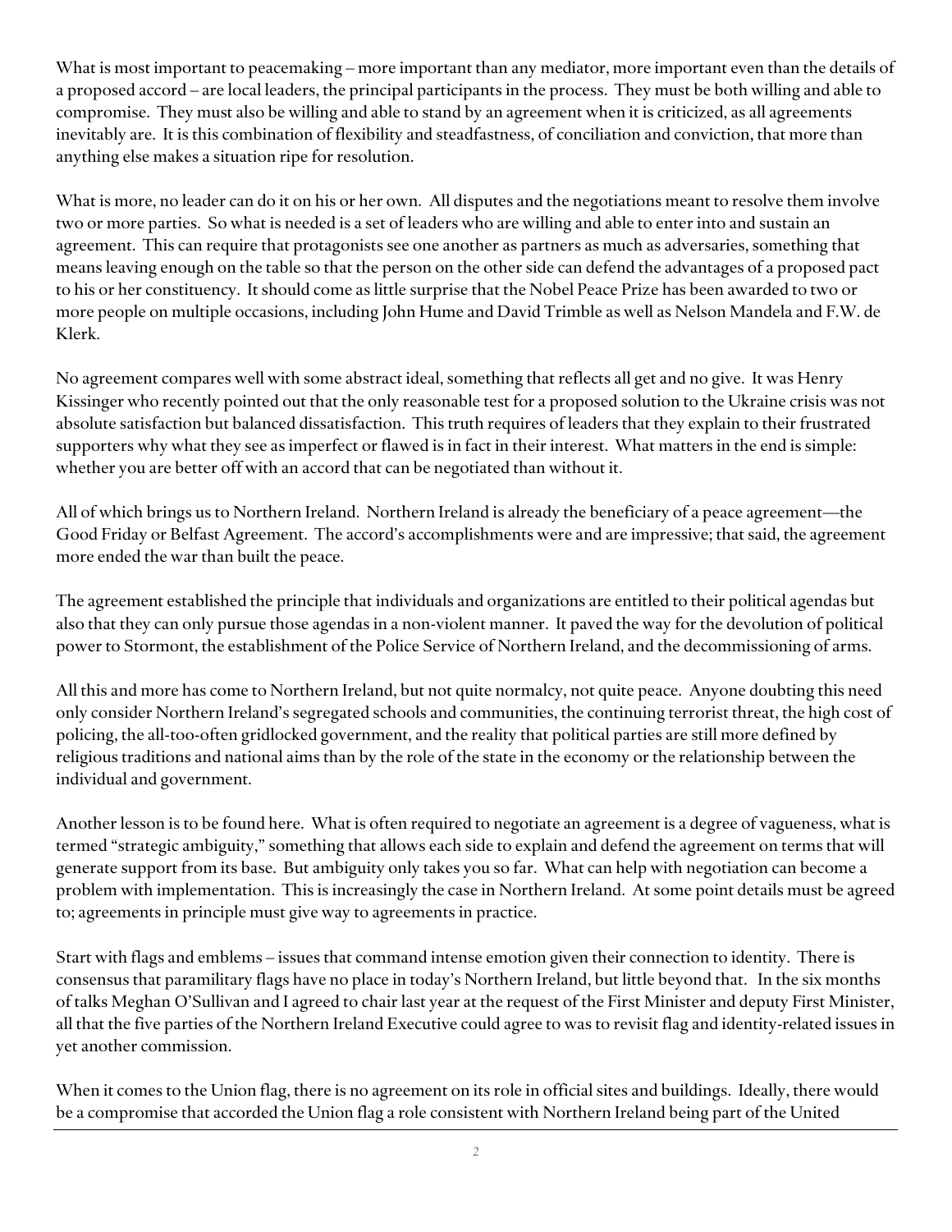What is most important to peacemaking – more important than any mediator, more important even than the details of a proposed accord – are local leaders, the principal participants in the process. They must be both willing and able to compromise. They must also be willing and able to stand by an agreement when it is criticized, as all agreements inevitably are. It is this combination of flexibility and steadfastness, of conciliation and conviction, that more than anything else makes a situation ripe for resolution.

What is more, no leader can do it on his or her own. All disputes and the negotiations meant to resolve them involve two or more parties. So what is needed is a set of leaders who are willing and able to enter into and sustain an agreement. This can require that protagonists see one another as partners as much as adversaries, something that means leaving enough on the table so that the person on the other side can defend the advantages of a proposed pact to his or her constituency. It should come as little surprise that the Nobel Peace Prize has been awarded to two or more people on multiple occasions, including John Hume and David Trimble as well as Nelson Mandela and F.W. de Klerk.

No agreement compares well with some abstract ideal, something that reflects all get and no give. It was Henry Kissinger who recently pointed out that the only reasonable test for a proposed solution to the Ukraine crisis was not absolute satisfaction but balanced dissatisfaction. This truth requires of leaders that they explain to their frustrated supporters why what they see as imperfect or flawed is in fact in their interest. What matters in the end is simple: whether you are better off with an accord that can be negotiated than without it.

All of which brings us to Northern Ireland. Northern Ireland is already the beneficiary of a peace agreement—the Good Friday or Belfast Agreement. The accord's accomplishments were and are impressive; that said, the agreement more ended the war than built the peace.

The agreement established the principle that individuals and organizations are entitled to their political agendas but also that they can only pursue those agendas in a non-violent manner. It paved the way for the devolution of political power to Stormont, the establishment of the Police Service of Northern Ireland, and the decommissioning of arms.

All this and more has come to Northern Ireland, but not quite normalcy, not quite peace. Anyone doubting this need only consider Northern Ireland's segregated schools and communities, the continuing terrorist threat, the high cost of policing, the all-too-often gridlocked government, and the reality that political parties are still more defined by religious traditions and national aims than by the role of the state in the economy or the relationship between the individual and government.

Another lesson is to be found here. What is often required to negotiate an agreement is a degree of vagueness, what is termed "strategic ambiguity," something that allows each side to explain and defend the agreement on terms that will generate support from its base. But ambiguity only takes you so far. What can help with negotiation can become a problem with implementation. This is increasingly the case in Northern Ireland. At some point details must be agreed to; agreements in principle must give way to agreements in practice.

Start with flags and emblems – issues that command intense emotion given their connection to identity. There is consensus that paramilitary flags have no place in today's Northern Ireland, but little beyond that. In the six months of talks Meghan O'Sullivan and I agreed to chair last year at the request of the First Minister and deputy First Minister, all that the five parties of the Northern Ireland Executive could agree to was to revisit flag and identity-related issues in yet another commission.

When it comes to the Union flag, there is no agreement on its role in official sites and buildings. Ideally, there would be a compromise that accorded the Union flag a role consistent with Northern Ireland being part of the United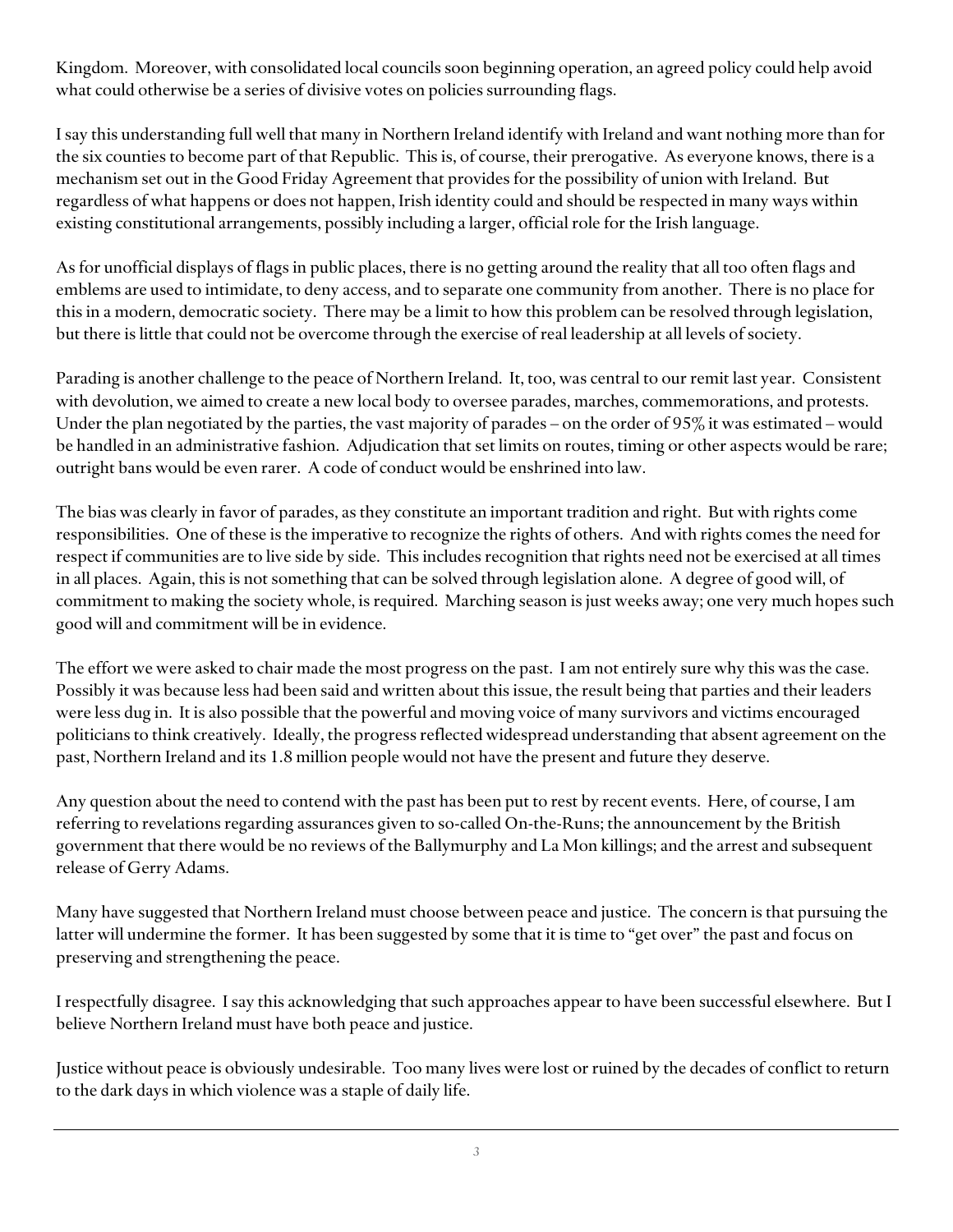Kingdom. Moreover, with consolidated local councils soon beginning operation, an agreed policy could help avoid what could otherwise be a series of divisive votes on policies surrounding flags.

I say this understanding full well that many in Northern Ireland identify with Ireland and want nothing more than for the six counties to become part of that Republic. This is, of course, their prerogative. As everyone knows, there is a mechanism set out in the Good Friday Agreement that provides for the possibility of union with Ireland. But regardless of what happens or does not happen, Irish identity could and should be respected in many ways within existing constitutional arrangements, possibly including a larger, official role for the Irish language.

As for unofficial displays of flags in public places, there is no getting around the reality that all too often flags and emblems are used to intimidate, to deny access, and to separate one community from another. There is no place for this in a modern, democratic society. There may be a limit to how this problem can be resolved through legislation, but there is little that could not be overcome through the exercise of real leadership at all levels of society.

Parading is another challenge to the peace of Northern Ireland. It, too, was central to our remit last year. Consistent with devolution, we aimed to create a new local body to oversee parades, marches, commemorations, and protests. Under the plan negotiated by the parties, the vast majority of parades – on the order of 95% it was estimated – would be handled in an administrative fashion. Adjudication that set limits on routes, timing or other aspects would be rare; outright bans would be even rarer. A code of conduct would be enshrined into law.

The bias was clearly in favor of parades, as they constitute an important tradition and right. But with rights come responsibilities. One of these is the imperative to recognize the rights of others. And with rights comes the need for respect if communities are to live side by side. This includes recognition that rights need not be exercised at all times in all places. Again, this is not something that can be solved through legislation alone. A degree of good will, of commitment to making the society whole, is required. Marching season is just weeks away; one very much hopes such good will and commitment will be in evidence.

The effort we were asked to chair made the most progress on the past. I am not entirely sure why this was the case. Possibly it was because less had been said and written about this issue, the result being that parties and their leaders were less dug in. It is also possible that the powerful and moving voice of many survivors and victims encouraged politicians to think creatively. Ideally, the progress reflected widespread understanding that absent agreement on the past, Northern Ireland and its 1.8 million people would not have the present and future they deserve.

Any question about the need to contend with the past has been put to rest by recent events. Here, of course, I am referring to revelations regarding assurances given to so-called On-the-Runs; the announcement by the British government that there would be no reviews of the Ballymurphy and La Mon killings; and the arrest and subsequent release of Gerry Adams.

Many have suggested that Northern Ireland must choose between peace and justice. The concern is that pursuing the latter will undermine the former. It has been suggested by some that it is time to "get over" the past and focus on preserving and strengthening the peace.

I respectfully disagree. I say this acknowledging that such approaches appear to have been successful elsewhere. But I believe Northern Ireland must have both peace and justice.

Justice without peace is obviously undesirable. Too many lives were lost or ruined by the decades of conflict to return to the dark days in which violence was a staple of daily life.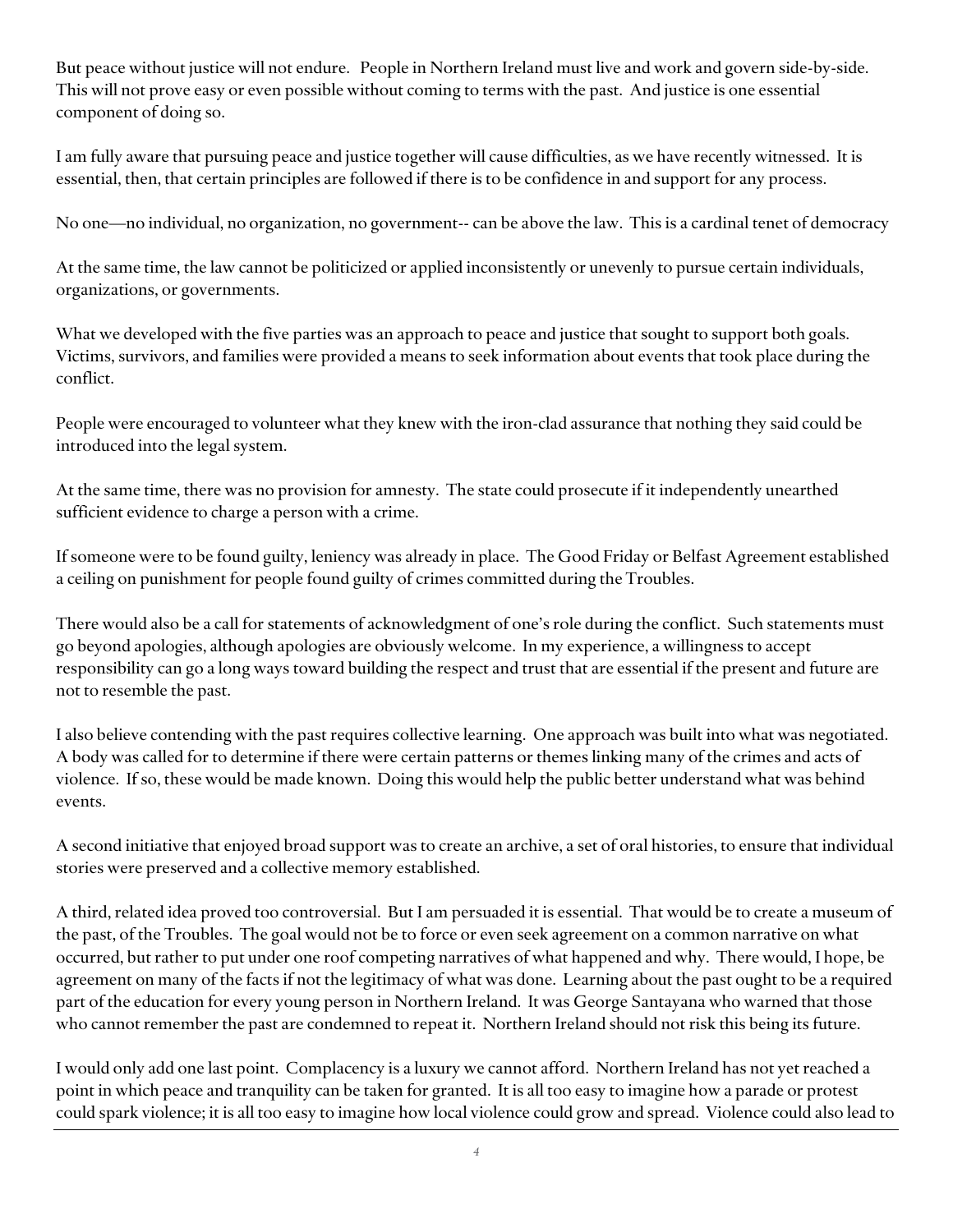But peace without justice will not endure. People in Northern Ireland must live and work and govern side-by-side. This will not prove easy or even possible without coming to terms with the past. And justice is one essential component of doing so.

I am fully aware that pursuing peace and justice together will cause difficulties, as we have recently witnessed. It is essential, then, that certain principles are followed if there is to be confidence in and support for any process.

No one—no individual, no organization, no government-- can be above the law. This is a cardinal tenet of democracy

At the same time, the law cannot be politicized or applied inconsistently or unevenly to pursue certain individuals, organizations, or governments.

What we developed with the five parties was an approach to peace and justice that sought to support both goals. Victims, survivors, and families were provided a means to seek information about events that took place during the conflict.

People were encouraged to volunteer what they knew with the iron-clad assurance that nothing they said could be introduced into the legal system.

At the same time, there was no provision for amnesty. The state could prosecute if it independently unearthed sufficient evidence to charge a person with a crime.

If someone were to be found guilty, leniency was already in place. The Good Friday or Belfast Agreement established a ceiling on punishment for people found guilty of crimes committed during the Troubles.

There would also be a call for statements of acknowledgment of one's role during the conflict. Such statements must go beyond apologies, although apologies are obviously welcome. In my experience, a willingness to accept responsibility can go a long ways toward building the respect and trust that are essential if the present and future are not to resemble the past.

I also believe contending with the past requires collective learning. One approach was built into what was negotiated. A body was called for to determine if there were certain patterns or themes linking many of the crimes and acts of violence. If so, these would be made known. Doing this would help the public better understand what was behind events.

A second initiative that enjoyed broad support was to create an archive, a set of oral histories, to ensure that individual stories were preserved and a collective memory established.

A third, related idea proved too controversial. But I am persuaded it is essential. That would be to create a museum of the past, of the Troubles. The goal would not be to force or even seek agreement on a common narrative on what occurred, but rather to put under one roof competing narratives of what happened and why. There would, I hope, be agreement on many of the facts if not the legitimacy of what was done. Learning about the past ought to be a required part of the education for every young person in Northern Ireland. It was George Santayana who warned that those who cannot remember the past are condemned to repeat it. Northern Ireland should not risk this being its future.

I would only add one last point. Complacency is a luxury we cannot afford. Northern Ireland has not yet reached a point in which peace and tranquility can be taken for granted. It is all too easy to imagine how a parade or protest could spark violence; it is all too easy to imagine how local violence could grow and spread. Violence could also lead to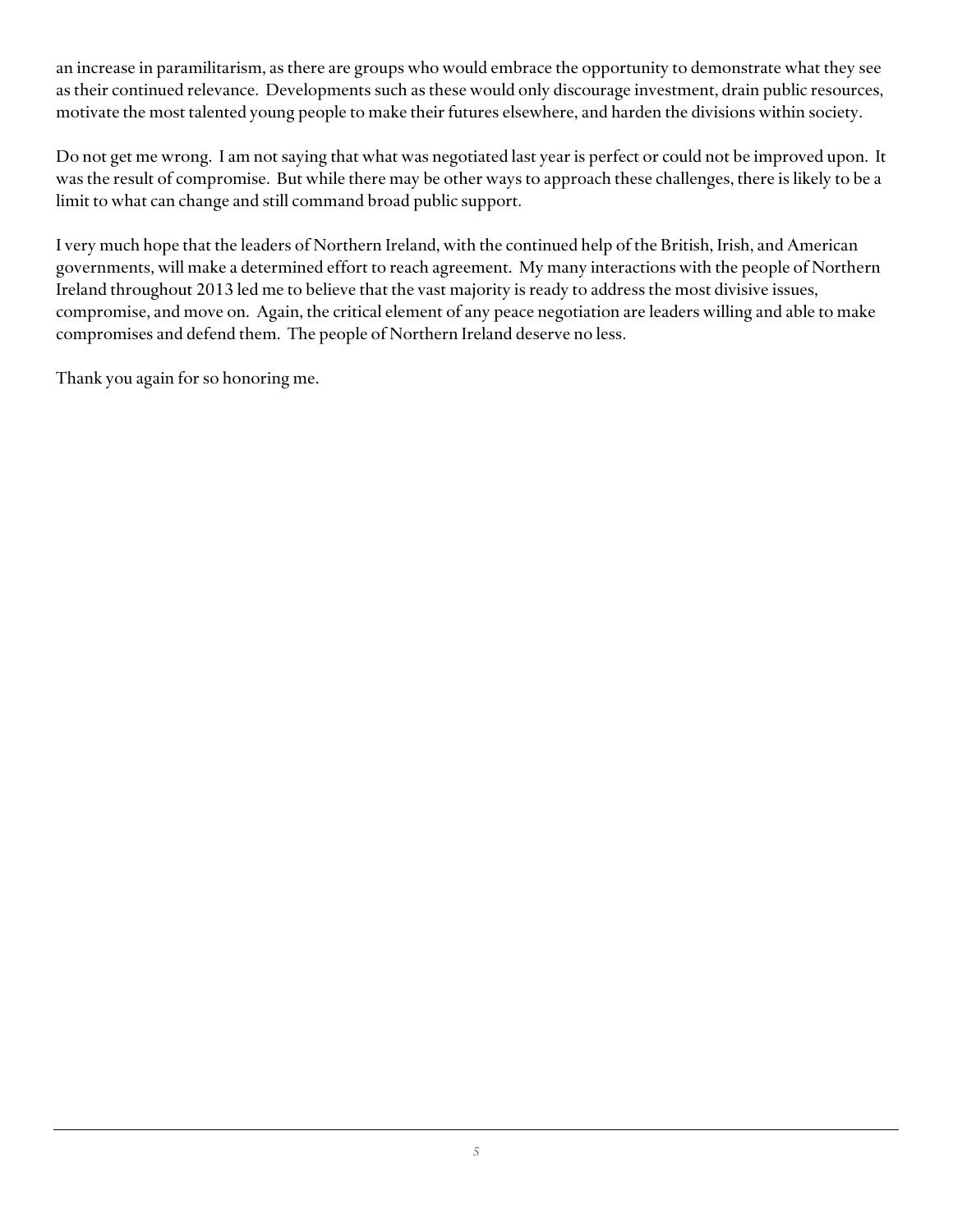an increase in paramilitarism, as there are groups who would embrace the opportunity to demonstrate what they see as their continued relevance. Developments such as these would only discourage investment, drain public resources, motivate the most talented young people to make their futures elsewhere, and harden the divisions within society.

Do not get me wrong. I am not saying that what was negotiated last year is perfect or could not be improved upon. It was the result of compromise. But while there may be other ways to approach these challenges, there is likely to be a limit to what can change and still command broad public support.

I very much hope that the leaders of Northern Ireland, with the continued help of the British, Irish, and American governments, will make a determined effort to reach agreement. My many interactions with the people of Northern Ireland throughout 2013 led me to believe that the vast majority is ready to address the most divisive issues, compromise, and move on. Again, the critical element of any peace negotiation are leaders willing and able to make compromises and defend them. The people of Northern Ireland deserve no less.

Thank you again for so honoring me.